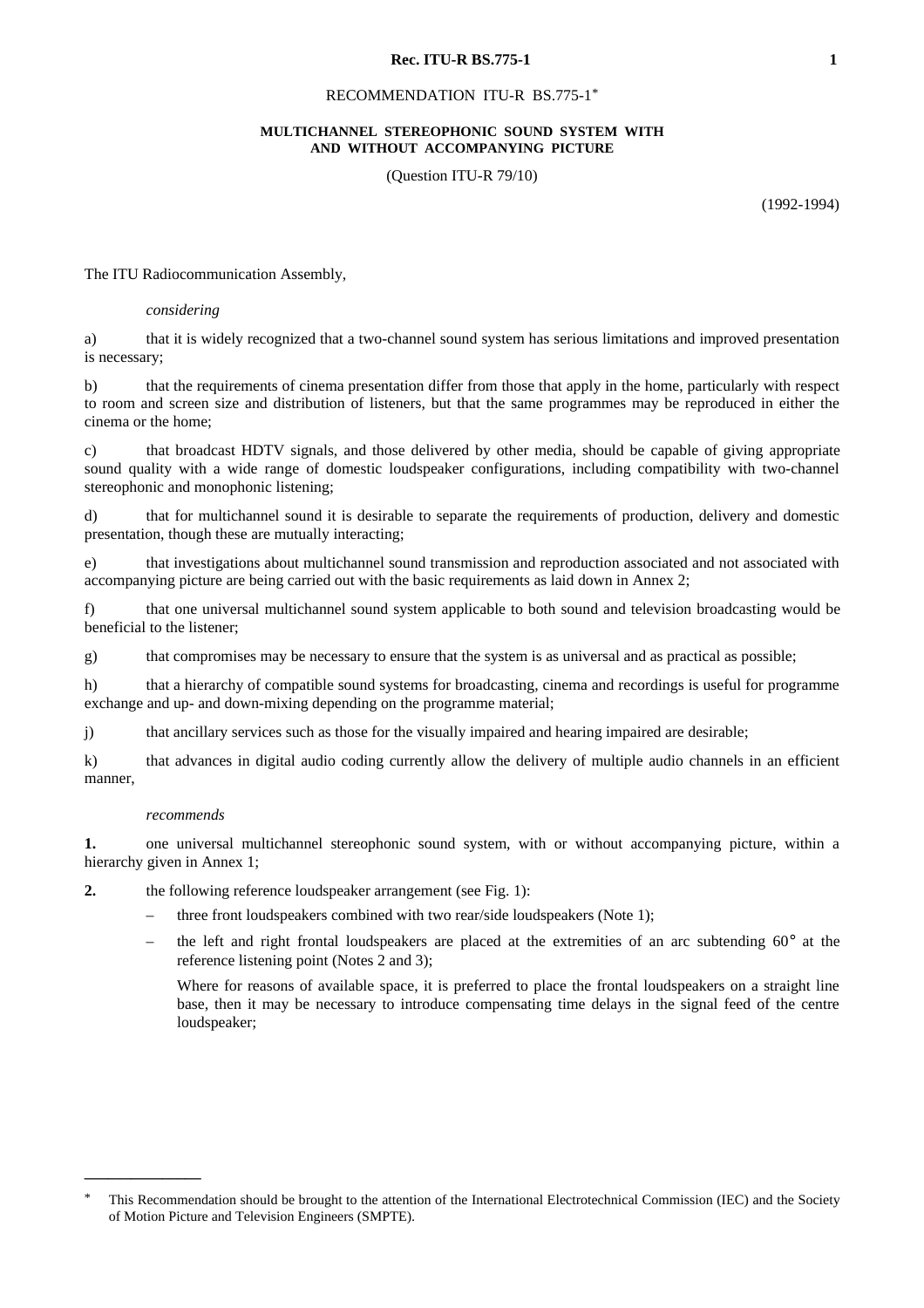# RECOMMENDATION ITU-R BS.775-1*

## MULTICHANNEL STEREOPHONIC SOUND SYSTEM WITH AND WITHOUT ACCOMPANYING PICTURE

(Question ITU-R 79/10)

(1992-1994)

The ITU Radiocommunication Assembly,

*considering*

a) that it is widely recognized that a two-channel sound system has serious limitations and improved presentation is necessary;

b) that the requirements of cinema presentation differ from those that apply in the home, particularly with respect to room and screen size and distribution of listeners, but that the same programmes may be reproduced in either the cinema or the home;

c) that broadcast HDTV signals, and those delivered by other media, should be capable of giving appropriate sound quality with a wide range of domestic loudspeaker configurations, including compatibility with two-channel stereophonic and monophonic listening;

d) that for multichannel sound it is desirable to separate the requirements of production, delivery and domestic presentation, though these are mutually interacting;

e) that investigations about multichannel sound transmission and reproduction associated and not associated with accompanying picture are being carried out with the basic requirements as laid down in Annex 2;

f) that one universal multichannel sound system applicable to both sound and television broadcasting would be beneficial to the listener;

g) that compromises may be necessary to ensure that the system is as universal and as practical as possible;

h) that a hierarchy of compatible sound systems for broadcasting, cinema and recordings is useful for programme exchange and up- and down-mixing depending on the programme material;

j) that ancillary services such as those for the visually impaired and hearing impaired are desirable;

k) that advances in digital audio coding currently allow the delivery of multiple audio channels in an efficient manner,

*recommends*

**1.** one universal multichannel stereophonic sound system, with or without accompanying picture, within a hierarchy given in Annex 1;

**2.** the following reference loudspeaker arrangement (see Fig. 1):

- three front loudspeakers combined with two rear/side loudspeakers (Note 1);
- the left and right frontal loudspeakers are placed at the extremities of an arc subtending 60° at the reference listening point (Notes 2 and 3);

  Where for reasons of available space, it is preferred to place the frontal loudspeakers on a straight line base, then it may be necessary to introduce compensating time delays in the signal feed of the centre loudspeaker;

---

* This Recommendation should be brought to the attention of the International Electrotechnical Commission (IEC) and the Society of Motion Picture and Television Engineers (SMPTE).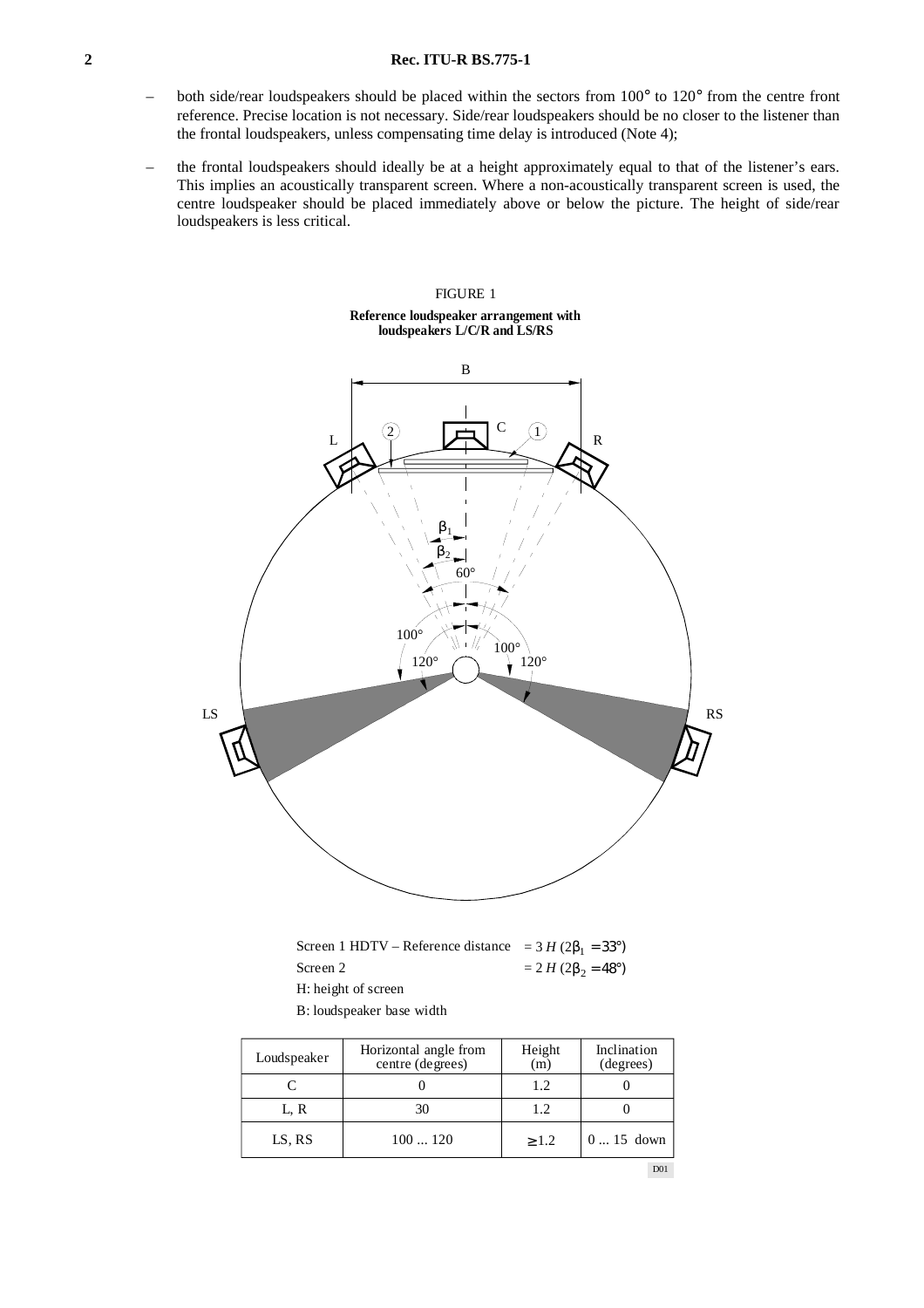– both side/rear loudspeakers should be placed within the sectors from 100° to 120° from the centre front reference. Precise location is not necessary. Side/rear loudspeakers should be no closer to the listener than the frontal loudspeakers, unless compensating time delay is introduced (Note 4);

– the frontal loudspeakers should ideally be at a height approximately equal to that of the listener's ears. This implies an acoustically transparent screen. Where a non-acoustically transparent screen is used, the centre loudspeaker should be placed immediately above or below the picture. The height of side/rear loudspeakers is less critical.

FIGURE 1

**Reference loudspeaker arrangement with loudspeakers L/C/R and LS/RS**

Screen 1 HDTV – Reference distance $= 3\,H\ (2\beta_1 = 33°)$

Screen 2 $= 2\,H\ (2\beta_2 = 48°)$

H: height of screen

B: loudspeaker base width

| Loudspeaker | Horizontal angle from centre (degrees) | Height (m) | Inclination (degrees) |
|---|---|---|---|
| C | 0 | 1.2 | 0 |
| L, R | 30 | 1.2 | 0 |
| LS, RS | 100 ... 120 | ≥ 1.2 | 0 ... 15 down |

D01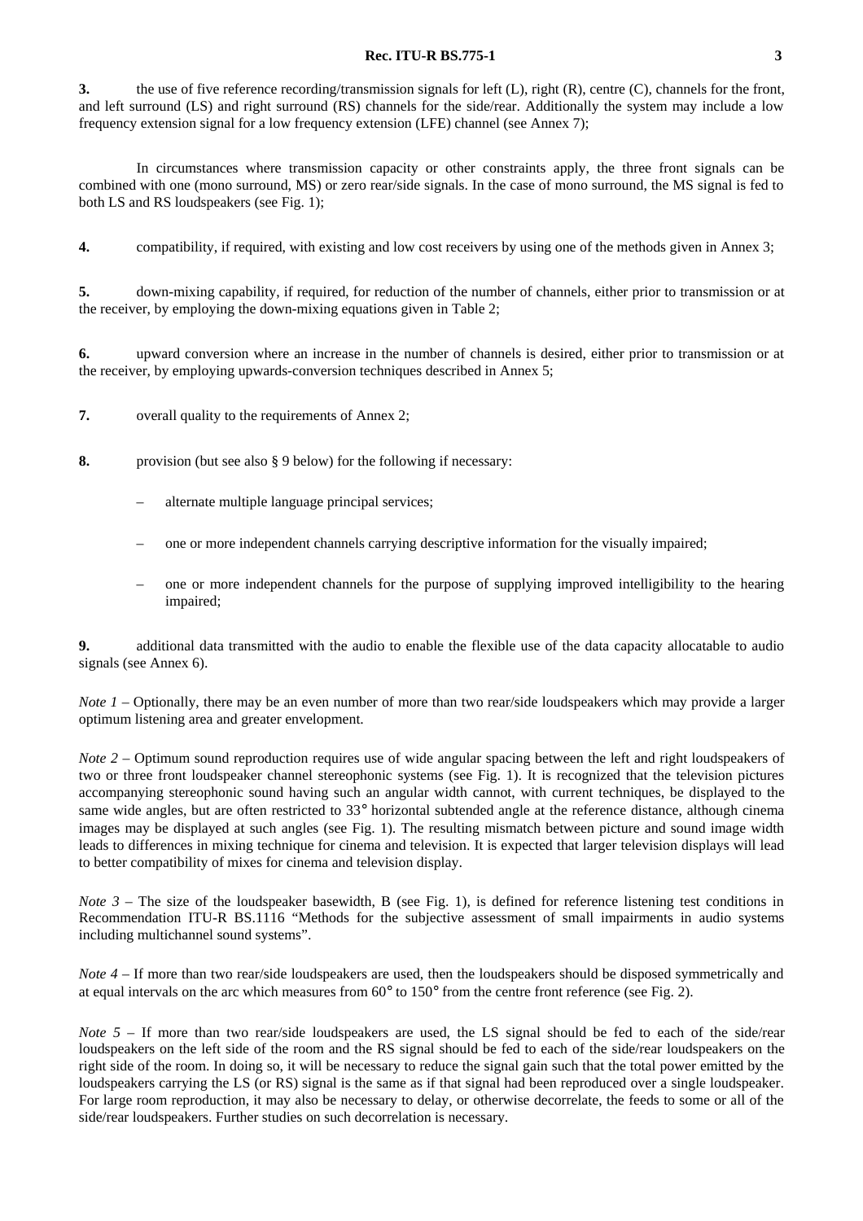**3.** the use of five reference recording/transmission signals for left (L), right (R), centre (C), channels for the front, and left surround (LS) and right surround (RS) channels for the side/rear. Additionally the system may include a low frequency extension signal for a low frequency extension (LFE) channel (see Annex 7);

In circumstances where transmission capacity or other constraints apply, the three front signals can be combined with one (mono surround, MS) or zero rear/side signals. In the case of mono surround, the MS signal is fed to both LS and RS loudspeakers (see Fig. 1);

**4.** compatibility, if required, with existing and low cost receivers by using one of the methods given in Annex 3;

**5.** down-mixing capability, if required, for reduction of the number of channels, either prior to transmission or at the receiver, by employing the down-mixing equations given in Table 2;

**6.** upward conversion where an increase in the number of channels is desired, either prior to transmission or at the receiver, by employing upwards-conversion techniques described in Annex 5;

**7.** overall quality to the requirements of Annex 2;

**8.** provision (but see also § 9 below) for the following if necessary:

- alternate multiple language principal services;
- one or more independent channels carrying descriptive information for the visually impaired;
- one or more independent channels for the purpose of supplying improved intelligibility to the hearing impaired;

**9.** additional data transmitted with the audio to enable the flexible use of the data capacity allocatable to audio signals (see Annex 6).

*Note 1* – Optionally, there may be an even number of more than two rear/side loudspeakers which may provide a larger optimum listening area and greater envelopment.

*Note 2* – Optimum sound reproduction requires use of wide angular spacing between the left and right loudspeakers of two or three front loudspeaker channel stereophonic systems (see Fig. 1). It is recognized that the television pictures accompanying stereophonic sound having such an angular width cannot, with current techniques, be displayed to the same wide angles, but are often restricted to 33° horizontal subtended angle at the reference distance, although cinema images may be displayed at such angles (see Fig. 1). The resulting mismatch between picture and sound image width leads to differences in mixing technique for cinema and television. It is expected that larger television displays will lead to better compatibility of mixes for cinema and television display.

*Note 3* – The size of the loudspeaker basewidth, B (see Fig. 1), is defined for reference listening test conditions in Recommendation ITU-R BS.1116 "Methods for the subjective assessment of small impairments in audio systems including multichannel sound systems".

*Note 4* – If more than two rear/side loudspeakers are used, then the loudspeakers should be disposed symmetrically and at equal intervals on the arc which measures from 60° to 150° from the centre front reference (see Fig. 2).

*Note 5* – If more than two rear/side loudspeakers are used, the LS signal should be fed to each of the side/rear loudspeakers on the left side of the room and the RS signal should be fed to each of the side/rear loudspeakers on the right side of the room. In doing so, it will be necessary to reduce the signal gain such that the total power emitted by the loudspeakers carrying the LS (or RS) signal is the same as if that signal had been reproduced over a single loudspeaker. For large room reproduction, it may also be necessary to delay, or otherwise decorrelate, the feeds to some or all of the side/rear loudspeakers. Further studies on such decorrelation is necessary.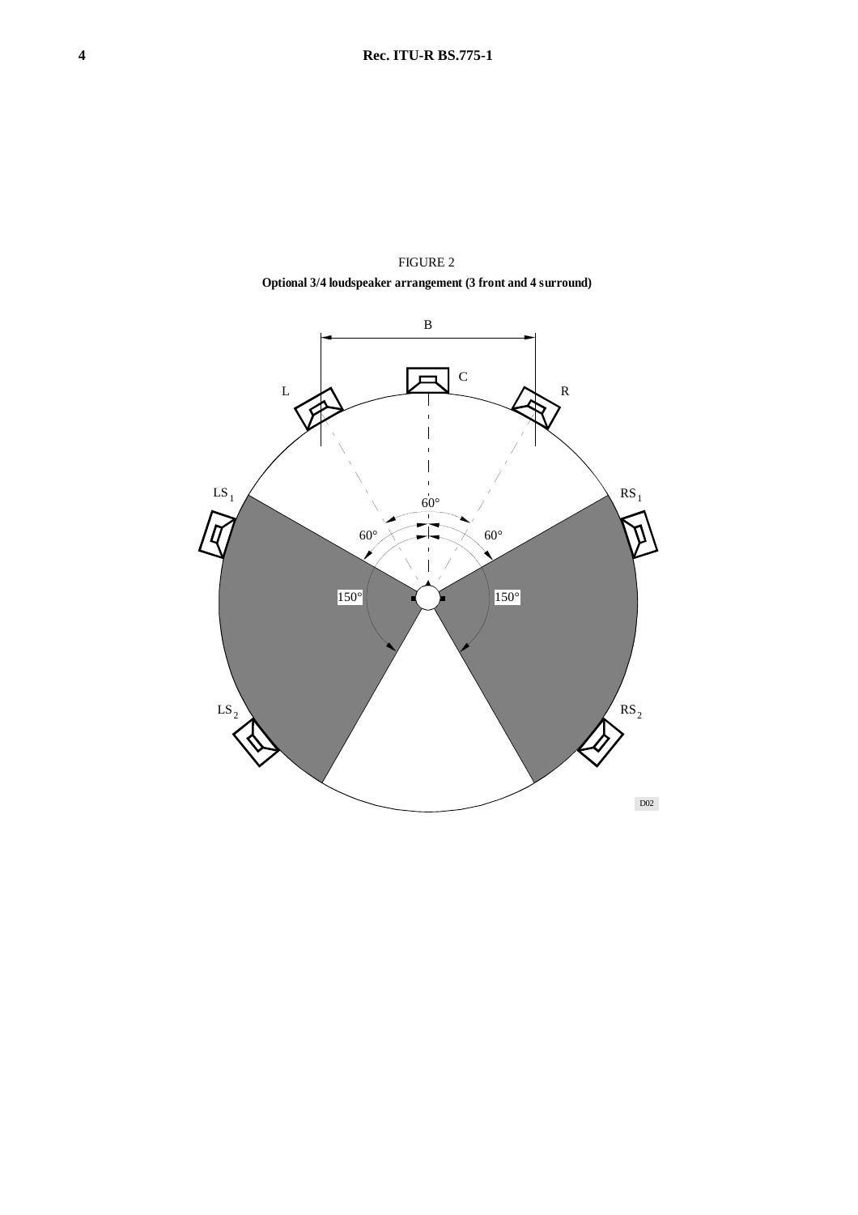FIGURE 2

**Optional 3/4 loudspeaker arrangement (3 front and 4 surround)**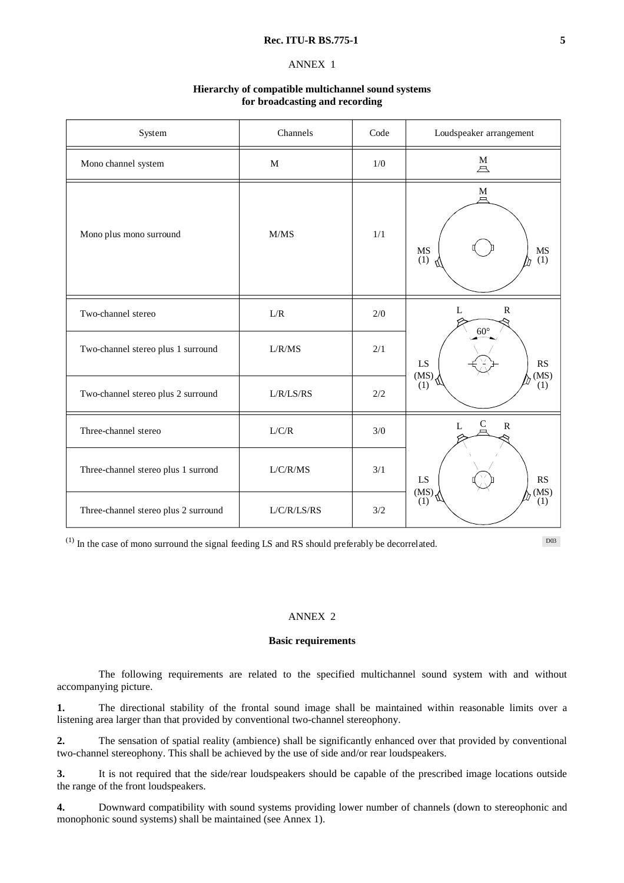ANNEX 1

**Hierarchy of compatible multichannel sound systems for broadcasting and recording**

| System | Channels | Code | Loudspeaker arrangement |
|---|---|---|---|
| Mono channel system | M | 1/0 | M |
| Mono plus mono surround | M/MS | 1/1 | M, MS (1), MS (1) |
| Two-channel stereo | L/R | 2/0 | L, R, 60°, LS (MS) (1), RS (MS) (1) |
| Two-channel stereo plus 1 surround | L/R/MS | 2/1 | |
| Two-channel stereo plus 2 surround | L/R/LS/RS | 2/2 | |
| Three-channel stereo | L/C/R | 3/0 | L, C, R, LS (MS) (1), RS (MS) (1) |
| Three-channel stereo plus 1 surrond | L/C/R/MS | 3/1 | |
| Three-channel stereo plus 2 surround | L/C/R/LS/RS | 3/2 | |

(1) In the case of mono surround the signal feeding LS and RS should preferably be decorrelated.

D03

ANNEX 2

**Basic requirements**

The following requirements are related to the specified multichannel sound system with and without accompanying picture.

**1.** The directional stability of the frontal sound image shall be maintained within reasonable limits over a listening area larger than that provided by conventional two-channel stereophony.

**2.** The sensation of spatial reality (ambience) shall be significantly enhanced over that provided by conventional two-channel stereophony. This shall be achieved by the use of side and/or rear loudspeakers.

**3.** It is not required that the side/rear loudspeakers should be capable of the prescribed image locations outside the range of the front loudspeakers.

**4.** Downward compatibility with sound systems providing lower number of channels (down to stereophonic and monophonic sound systems) shall be maintained (see Annex 1).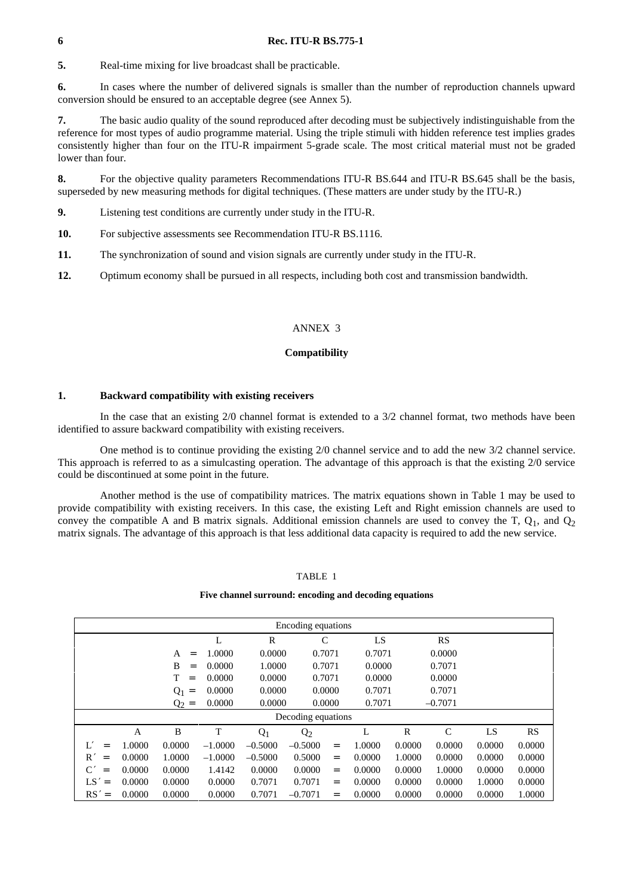**5.** Real-time mixing for live broadcast shall be practicable.

**6.** In cases where the number of delivered signals is smaller than the number of reproduction channels upward conversion should be ensured to an acceptable degree (see Annex 5).

**7.** The basic audio quality of the sound reproduced after decoding must be subjectively indistinguishable from the reference for most types of audio programme material. Using the triple stimuli with hidden reference test implies grades consistently higher than four on the ITU-R impairment 5-grade scale. The most critical material must not be graded lower than four.

**8.** For the objective quality parameters Recommendations ITU-R BS.644 and ITU-R BS.645 shall be the basis, superseded by new measuring methods for digital techniques. (These matters are under study by the ITU-R.)

**9.** Listening test conditions are currently under study in the ITU-R.

**10.** For subjective assessments see Recommendation ITU-R BS.1116.

**11.** The synchronization of sound and vision signals are currently under study in the ITU-R.

**12.** Optimum economy shall be pursued in all respects, including both cost and transmission bandwidth.

## ANNEX 3

### Compatibility

#### 1. Backward compatibility with existing receivers

In the case that an existing 2/0 channel format is extended to a 3/2 channel format, two methods have been identified to assure backward compatibility with existing receivers.

One method is to continue providing the existing 2/0 channel service and to add the new 3/2 channel service. This approach is referred to as a simulcasting operation. The advantage of this approach is that the existing 2/0 service could be discontinued at some point in the future.

Another method is the use of compatibility matrices. The matrix equations shown in Table 1 may be used to provide compatibility with existing receivers. In this case, the existing Left and Right emission channels are used to convey the compatible A and B matrix signals. Additional emission channels are used to convey the T, $Q_1$, and $Q_2$ matrix signals. The advantage of this approach is that less additional data capacity is required to add the new service.

TABLE 1

**Five channel surround: encoding and decoding equations**

Encoding equations

| | L | R | C | LS | RS |
|---|---|---|---|---|---|
| A = | 1.0000 | 0.0000 | 0.7071 | 0.7071 | 0.0000 |
| B = | 0.0000 | 1.0000 | 0.7071 | 0.0000 | 0.7071 |
| T = | 0.0000 | 0.0000 | 0.7071 | 0.0000 | 0.0000 |
| $Q_1$ = | 0.0000 | 0.0000 | 0.0000 | 0.7071 | 0.7071 |
| $Q_2$ = | 0.0000 | 0.0000 | 0.0000 | 0.7071 | –0.7071 |

Decoding equations

| | A | B | T | $Q_1$ | $Q_2$ | | L | R | C | LS | RS |
|---|---|---|---|---|---|---|---|---|---|---|---|
| L′ = | 1.0000 | 0.0000 | –1.0000 | –0.5000 | –0.5000 | = | 1.0000 | 0.0000 | 0.0000 | 0.0000 | 0.0000 |
| R′ = | 0.0000 | 1.0000 | –1.0000 | –0.5000 | 0.5000 | = | 0.0000 | 1.0000 | 0.0000 | 0.0000 | 0.0000 |
| C′ = | 0.0000 | 0.0000 | 1.4142 | 0.0000 | 0.0000 | = | 0.0000 | 0.0000 | 1.0000 | 0.0000 | 0.0000 |
| LS′ = | 0.0000 | 0.0000 | 0.0000 | 0.7071 | 0.7071 | = | 0.0000 | 0.0000 | 0.0000 | 1.0000 | 0.0000 |
| RS′ = | 0.0000 | 0.0000 | 0.0000 | 0.7071 | –0.7071 | = | 0.0000 | 0.0000 | 0.0000 | 0.0000 | 1.0000 |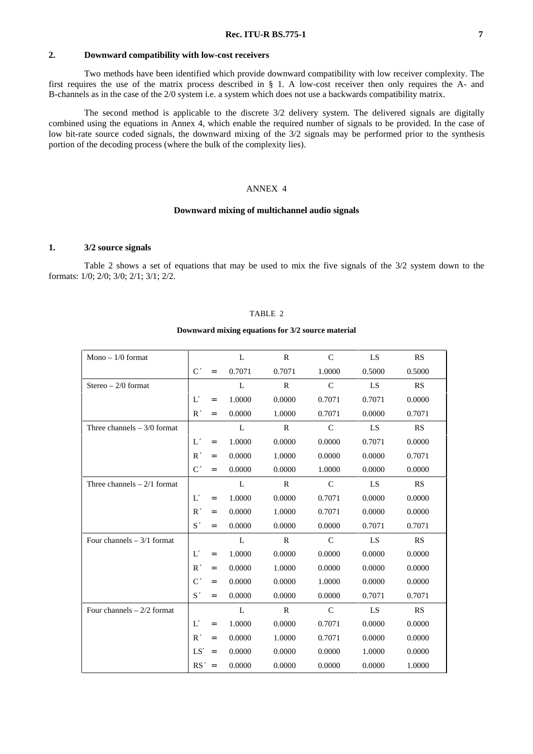## 2. Downward compatibility with low-cost receivers

Two methods have been identified which provide downward compatibility with low receiver complexity. The first requires the use of the matrix process described in § 1. A low-cost receiver then only requires the A- and B-channels as in the case of the 2/0 system i.e. a system which does not use a backwards compatibility matrix.

The second method is applicable to the discrete 3/2 delivery system. The delivered signals are digitally combined using the equations in Annex 4, which enable the required number of signals to be provided. In the case of low bit-rate source coded signals, the downward mixing of the 3/2 signals may be performed prior to the synthesis portion of the decoding process (where the bulk of the complexity lies).

# ANNEX 4

## Downward mixing of multichannel audio signals

## 1. 3/2 source signals

Table 2 shows a set of equations that may be used to mix the five signals of the 3/2 system down to the formats: 1/0; 2/0; 3/0; 2/1; 3/1; 2/2.

TABLE 2

**Downward mixing equations for 3/2 source material**

| Format | | L | R | C | LS | RS |
|---|---|---|---|---|---|---|
| Mono – 1/0 format | | L | R | C | LS | RS |
| | C′ = | 0.7071 | 0.7071 | 1.0000 | 0.5000 | 0.5000 |
| Stereo – 2/0 format | | L | R | C | LS | RS |
| | L′ = | 1.0000 | 0.0000 | 0.7071 | 0.7071 | 0.0000 |
| | R′ = | 0.0000 | 1.0000 | 0.7071 | 0.0000 | 0.7071 |
| Three channels – 3/0 format | | L | R | C | LS | RS |
| | L′ = | 1.0000 | 0.0000 | 0.0000 | 0.7071 | 0.0000 |
| | R′ = | 0.0000 | 1.0000 | 0.0000 | 0.0000 | 0.7071 |
| | C′ = | 0.0000 | 0.0000 | 1.0000 | 0.0000 | 0.0000 |
| Three channels – 2/1 format | | L | R | C | LS | RS |
| | L′ = | 1.0000 | 0.0000 | 0.7071 | 0.0000 | 0.0000 |
| | R′ = | 0.0000 | 1.0000 | 0.7071 | 0.0000 | 0.0000 |
| | S′ = | 0.0000 | 0.0000 | 0.0000 | 0.7071 | 0.7071 |
| Four channels – 3/1 format | | L | R | C | LS | RS |
| | L′ = | 1.0000 | 0.0000 | 0.0000 | 0.0000 | 0.0000 |
| | R′ = | 0.0000 | 1.0000 | 0.0000 | 0.0000 | 0.0000 |
| | C′ = | 0.0000 | 0.0000 | 1.0000 | 0.0000 | 0.0000 |
| | S′ = | 0.0000 | 0.0000 | 0.0000 | 0.7071 | 0.7071 |
| Four channels – 2/2 format | | L | R | C | LS | RS |
| | L′ = | 1.0000 | 0.0000 | 0.7071 | 0.0000 | 0.0000 |
| | R′ = | 0.0000 | 1.0000 | 0.7071 | 0.0000 | 0.0000 |
| | LS′ = | 0.0000 | 0.0000 | 0.0000 | 1.0000 | 0.0000 |
| | RS′ = | 0.0000 | 0.0000 | 0.0000 | 0.0000 | 1.0000 |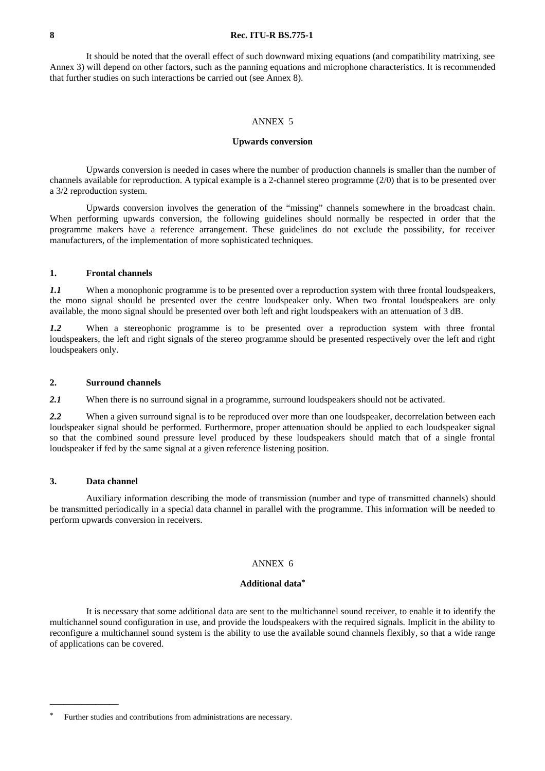It should be noted that the overall effect of such downward mixing equations (and compatibility matrixing, see Annex 3) will depend on other factors, such as the panning equations and microphone characteristics. It is recommended that further studies on such interactions be carried out (see Annex 8).

# ANNEX 5

## Upwards conversion

Upwards conversion is needed in cases where the number of production channels is smaller than the number of channels available for reproduction. A typical example is a 2-channel stereo programme (2/0) that is to be presented over a 3/2 reproduction system.

Upwards conversion involves the generation of the "missing" channels somewhere in the broadcast chain. When performing upwards conversion, the following guidelines should normally be respected in order that the programme makers have a reference arrangement. These guidelines do not exclude the possibility, for receiver manufacturers, of the implementation of more sophisticated techniques.

### 1. Frontal channels

***1.1*** When a monophonic programme is to be presented over a reproduction system with three frontal loudspeakers, the mono signal should be presented over the centre loudspeaker only. When two frontal loudspeakers are only available, the mono signal should be presented over both left and right loudspeakers with an attenuation of 3 dB.

***1.2*** When a stereophonic programme is to be presented over a reproduction system with three frontal loudspeakers, the left and right signals of the stereo programme should be presented respectively over the left and right loudspeakers only.

### 2. Surround channels

***2.1*** When there is no surround signal in a programme, surround loudspeakers should not be activated.

***2.2*** When a given surround signal is to be reproduced over more than one loudspeaker, decorrelation between each loudspeaker signal should be performed. Furthermore, proper attenuation should be applied to each loudspeaker signal so that the combined sound pressure level produced by these loudspeakers should match that of a single frontal loudspeaker if fed by the same signal at a given reference listening position.

### 3. Data channel

Auxiliary information describing the mode of transmission (number and type of transmitted channels) should be transmitted periodically in a special data channel in parallel with the programme. This information will be needed to perform upwards conversion in receivers.

# ANNEX 6

## Additional data*

It is necessary that some additional data are sent to the multichannel sound receiver, to enable it to identify the multichannel sound configuration in use, and provide the loudspeakers with the required signals. Implicit in the ability to reconfigure a multichannel sound system is the ability to use the available sound channels flexibly, so that a wide range of applications can be covered.

---

* Further studies and contributions from administrations are necessary.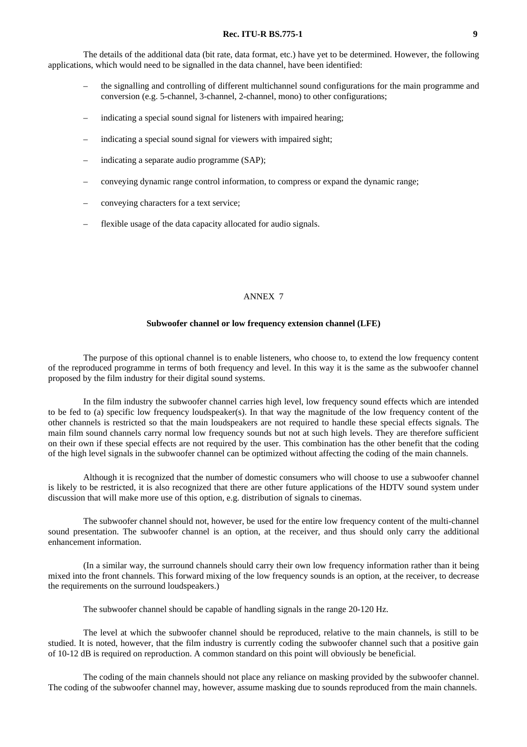The details of the additional data (bit rate, data format, etc.) have yet to be determined. However, the following applications, which would need to be signalled in the data channel, have been identified:

- the signalling and controlling of different multichannel sound configurations for the main programme and conversion (e.g. 5-channel, 3-channel, 2-channel, mono) to other configurations;
- indicating a special sound signal for listeners with impaired hearing;
- indicating a special sound signal for viewers with impaired sight;
- indicating a separate audio programme (SAP);
- conveying dynamic range control information, to compress or expand the dynamic range;
- conveying characters for a text service;
- flexible usage of the data capacity allocated for audio signals.

## ANNEX 7

### Subwoofer channel or low frequency extension channel (LFE)

The purpose of this optional channel is to enable listeners, who choose to, to extend the low frequency content of the reproduced programme in terms of both frequency and level. In this way it is the same as the subwoofer channel proposed by the film industry for their digital sound systems.

In the film industry the subwoofer channel carries high level, low frequency sound effects which are intended to be fed to (a) specific low frequency loudspeaker(s). In that way the magnitude of the low frequency content of the other channels is restricted so that the main loudspeakers are not required to handle these special effects signals. The main film sound channels carry normal low frequency sounds but not at such high levels. They are therefore sufficient on their own if these special effects are not required by the user. This combination has the other benefit that the coding of the high level signals in the subwoofer channel can be optimized without affecting the coding of the main channels.

Although it is recognized that the number of domestic consumers who will choose to use a subwoofer channel is likely to be restricted, it is also recognized that there are other future applications of the HDTV sound system under discussion that will make more use of this option, e.g. distribution of signals to cinemas.

The subwoofer channel should not, however, be used for the entire low frequency content of the multi-channel sound presentation. The subwoofer channel is an option, at the receiver, and thus should only carry the additional enhancement information.

(In a similar way, the surround channels should carry their own low frequency information rather than it being mixed into the front channels. This forward mixing of the low frequency sounds is an option, at the receiver, to decrease the requirements on the surround loudspeakers.)

The subwoofer channel should be capable of handling signals in the range 20-120 Hz.

The level at which the subwoofer channel should be reproduced, relative to the main channels, is still to be studied. It is noted, however, that the film industry is currently coding the subwoofer channel such that a positive gain of 10-12 dB is required on reproduction. A common standard on this point will obviously be beneficial.

The coding of the main channels should not place any reliance on masking provided by the subwoofer channel. The coding of the subwoofer channel may, however, assume masking due to sounds reproduced from the main channels.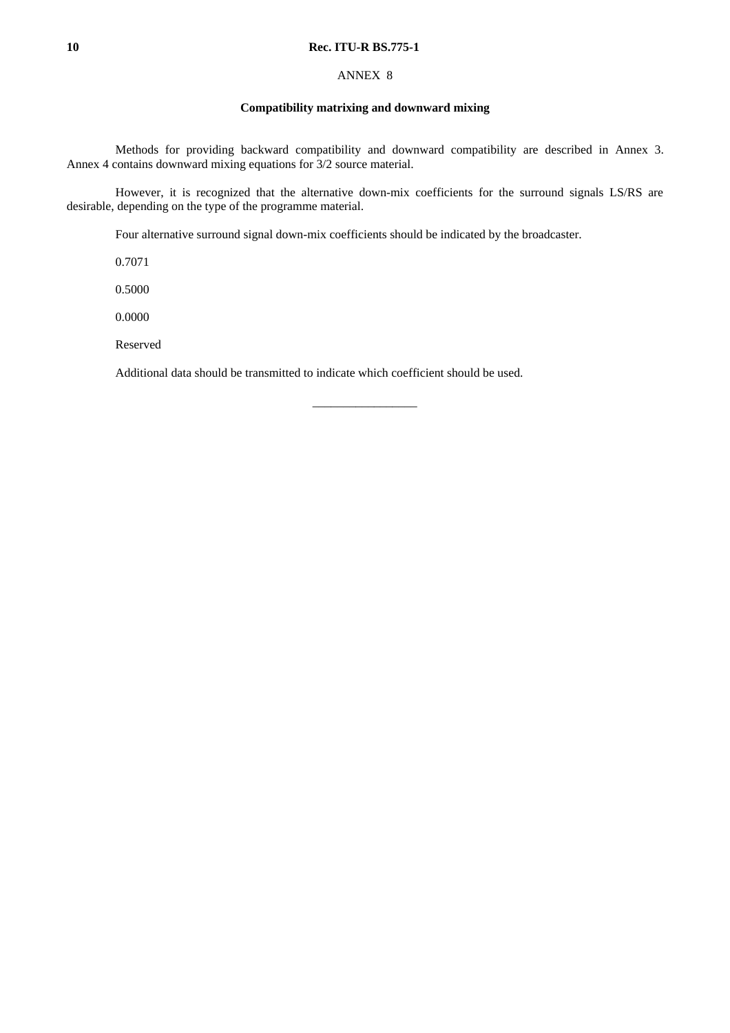# ANNEX 8

## Compatibility matrixing and downward mixing

Methods for providing backward compatibility and downward compatibility are described in Annex 3. Annex 4 contains downward mixing equations for 3/2 source material.

However, it is recognized that the alternative down-mix coefficients for the surround signals LS/RS are desirable, depending on the type of the programme material.

Four alternative surround signal down-mix coefficients should be indicated by the broadcaster.

0.7071

0.5000

0.0000

Reserved

Additional data should be transmitted to indicate which coefficient should be used.

---